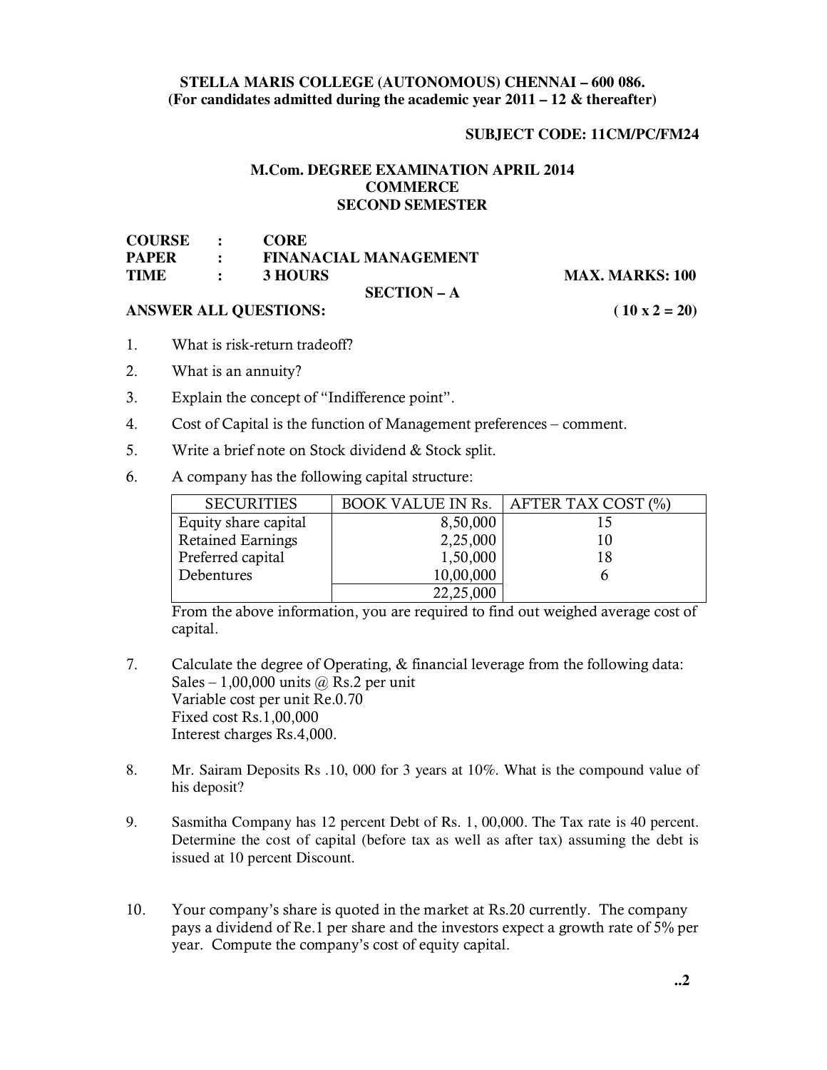**STELLA MARIS COLLEGE (AUTONOMOUS) CHENNAI – 600 086.**
**(For candidates admitted during the academic year 2011 – 12 & thereafter)**

**SUBJECT CODE: 11CM/PC/FM24**

**M.Com. DEGREE EXAMINATION APRIL 2014**
**COMMERCE**
**SECOND SEMESTER**

**COURSE : CORE**
**PAPER : FINANACIAL MANAGEMENT**
**TIME : 3 HOURS** **MAX. MARKS: 100**

## SECTION – A

**ANSWER ALL QUESTIONS:** **( 10 x 2 = 20)**

1. What is risk-return tradeoff?
2. What is an annuity?
3. Explain the concept of "Indifference point".
4. Cost of Capital is the function of Management preferences – comment.
5. Write a brief note on Stock dividend & Stock split.
6. A company has the following capital structure:

| SECURITIES | BOOK VALUE IN Rs. | AFTER TAX COST (%) |
|---|---|---|
| Equity share capital | 8,50,000 | 15 |
| Retained Earnings | 2,25,000 | 10 |
| Preferred capital | 1,50,000 | 18 |
| Debentures | 10,00,000 | 6 |
| | 22,25,000 | |

From the above information, you are required to find out weighed average cost of capital.

7. Calculate the degree of Operating, & financial leverage from the following data:
   Sales – 1,00,000 units @ Rs.2 per unit
   Variable cost per unit Re.0.70
   Fixed cost Rs.1,00,000
   Interest charges Rs.4,000.

8. Mr. Sairam Deposits Rs .10, 000 for 3 years at 10%. What is the compound value of his deposit?

9. Sasmitha Company has 12 percent Debt of Rs. 1, 00,000. The Tax rate is 40 percent. Determine the cost of capital (before tax as well as after tax) assuming the debt is issued at 10 percent Discount.

10. Your company's share is quoted in the market at Rs.20 currently. The company pays a dividend of Re.1 per share and the investors expect a growth rate of 5% per year. Compute the company's cost of equity capital.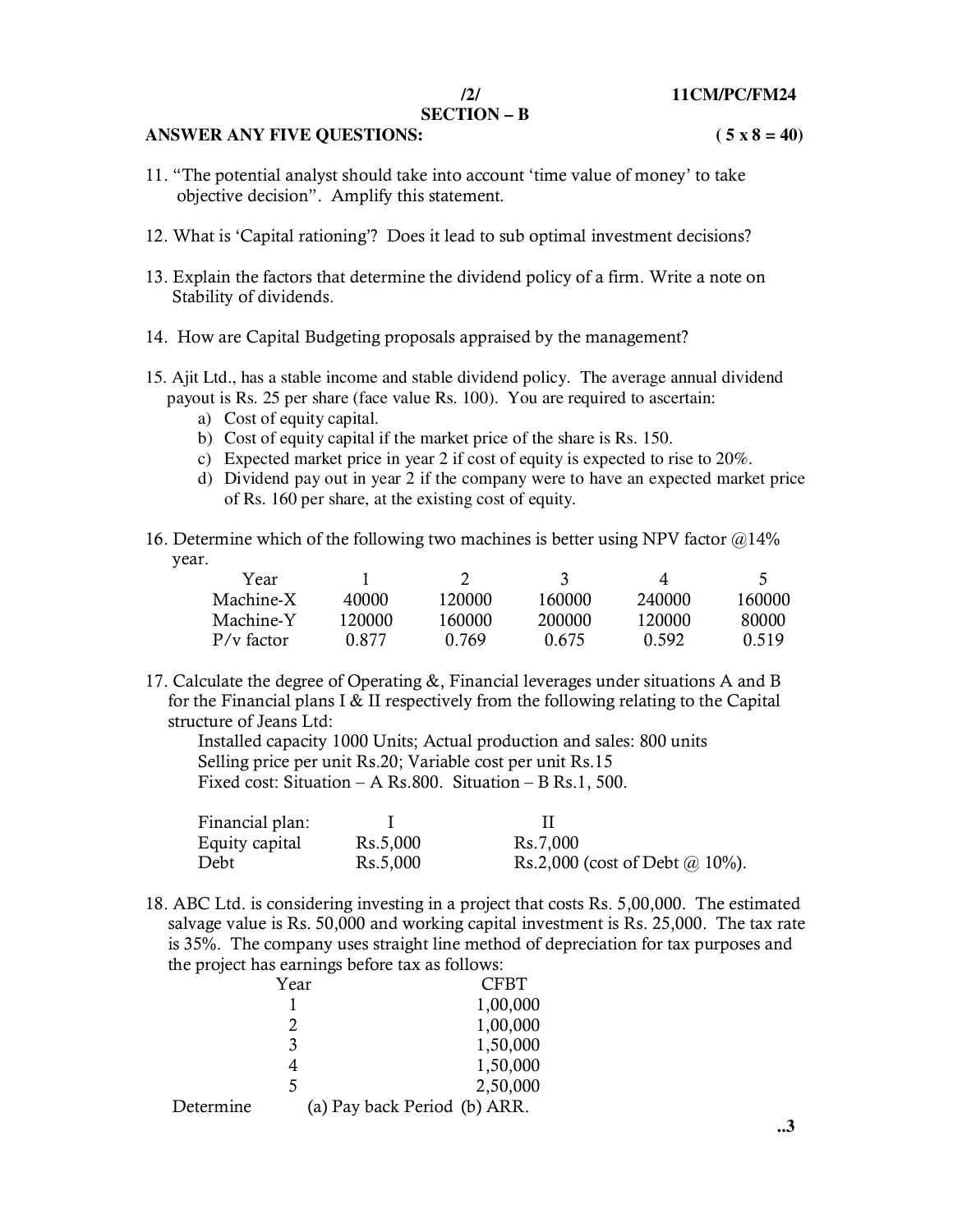## SECTION – B

**ANSWER ANY FIVE QUESTIONS:** **( 5 x 8 = 40)**

11. "The potential analyst should take into account 'time value of money' to take objective decision". Amplify this statement.

12. What is 'Capital rationing'? Does it lead to sub optimal investment decisions?

13. Explain the factors that determine the dividend policy of a firm. Write a note on Stability of dividends.

14. How are Capital Budgeting proposals appraised by the management?

15. Ajit Ltd., has a stable income and stable dividend policy. The average annual dividend payout is Rs. 25 per share (face value Rs. 100). You are required to ascertain:
    a) Cost of equity capital.
    b) Cost of equity capital if the market price of the share is Rs. 150.
    c) Expected market price in year 2 if cost of equity is expected to rise to 20%.
    d) Dividend pay out in year 2 if the company were to have an expected market price of Rs. 160 per share, at the existing cost of equity.

16. Determine which of the following two machines is better using NPV factor @14% year.

| Year | 1 | 2 | 3 | 4 | 5 |
|---|---|---|---|---|---|
| Machine-X | 40000 | 120000 | 160000 | 240000 | 160000 |
| Machine-Y | 120000 | 160000 | 200000 | 120000 | 80000 |
| P/v factor | 0.877 | 0.769 | 0.675 | 0.592 | 0.519 |

17. Calculate the degree of Operating &, Financial leverages under situations A and B for the Financial plans I & II respectively from the following relating to the Capital structure of Jeans Ltd:

    Installed capacity 1000 Units; Actual production and sales: 800 units
    Selling price per unit Rs.20; Variable cost per unit Rs.15
    Fixed cost: Situation – A Rs.800. Situation – B Rs.1, 500.

| Financial plan: | I | II |
|---|---|---|
| Equity capital | Rs.5,000 | Rs.7,000 |
| Debt | Rs.5,000 | Rs.2,000 (cost of Debt @ 10%). |

18. ABC Ltd. is considering investing in a project that costs Rs. 5,00,000. The estimated salvage value is Rs. 50,000 and working capital investment is Rs. 25,000. The tax rate is 35%. The company uses straight line method of depreciation for tax purposes and the project has earnings before tax as follows:

| Year | CFBT |
|---|---|
| 1 | 1,00,000 |
| 2 | 1,00,000 |
| 3 | 1,50,000 |
| 4 | 1,50,000 |
| 5 | 2,50,000 |

Determine (a) Pay back Period (b) ARR.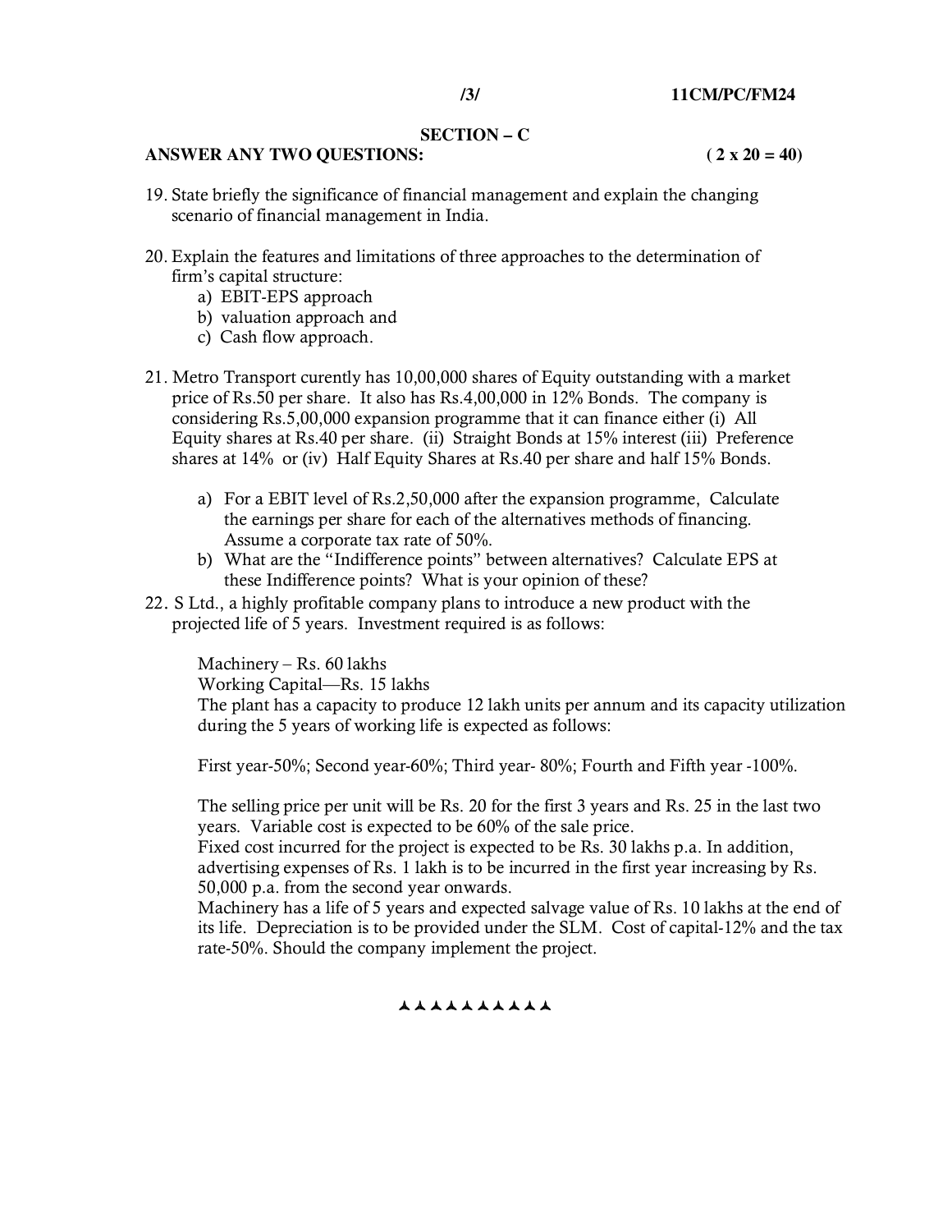## SECTION – C

**ANSWER ANY TWO QUESTIONS: ( 2 x 20 = 40)**

19. State briefly the significance of financial management and explain the changing scenario of financial management in India.

20. Explain the features and limitations of three approaches to the determination of firm's capital structure:
    a) EBIT-EPS approach
    b) valuation approach and
    c) Cash flow approach.

21. Metro Transport curently has 10,00,000 shares of Equity outstanding with a market price of Rs.50 per share. It also has Rs.4,00,000 in 12% Bonds. The company is considering Rs.5,00,000 expansion programme that it can finance either (i) All Equity shares at Rs.40 per share. (ii) Straight Bonds at 15% interest (iii) Preference shares at 14% or (iv) Half Equity Shares at Rs.40 per share and half 15% Bonds.

    a) For a EBIT level of Rs.2,50,000 after the expansion programme, Calculate the earnings per share for each of the alternatives methods of financing. Assume a corporate tax rate of 50%.
    b) What are the "Indifference points" between alternatives? Calculate EPS at these Indifference points? What is your opinion of these?

22. S Ltd., a highly profitable company plans to introduce a new product with the projected life of 5 years. Investment required is as follows:

    Machinery – Rs. 60 lakhs
    Working Capital—Rs. 15 lakhs
    The plant has a capacity to produce 12 lakh units per annum and its capacity utilization during the 5 years of working life is expected as follows:

    First year-50%; Second year-60%; Third year- 80%; Fourth and Fifth year -100%.

    The selling price per unit will be Rs. 20 for the first 3 years and Rs. 25 in the last two years. Variable cost is expected to be 60% of the sale price.
    Fixed cost incurred for the project is expected to be Rs. 30 lakhs p.a. In addition, advertising expenses of Rs. 1 lakh is to be incurred in the first year increasing by Rs. 50,000 p.a. from the second year onwards.
    Machinery has a life of 5 years and expected salvage value of Rs. 10 lakhs at the end of its life. Depreciation is to be provided under the SLM. Cost of capital-12% and the tax rate-50%. Should the company implement the project.